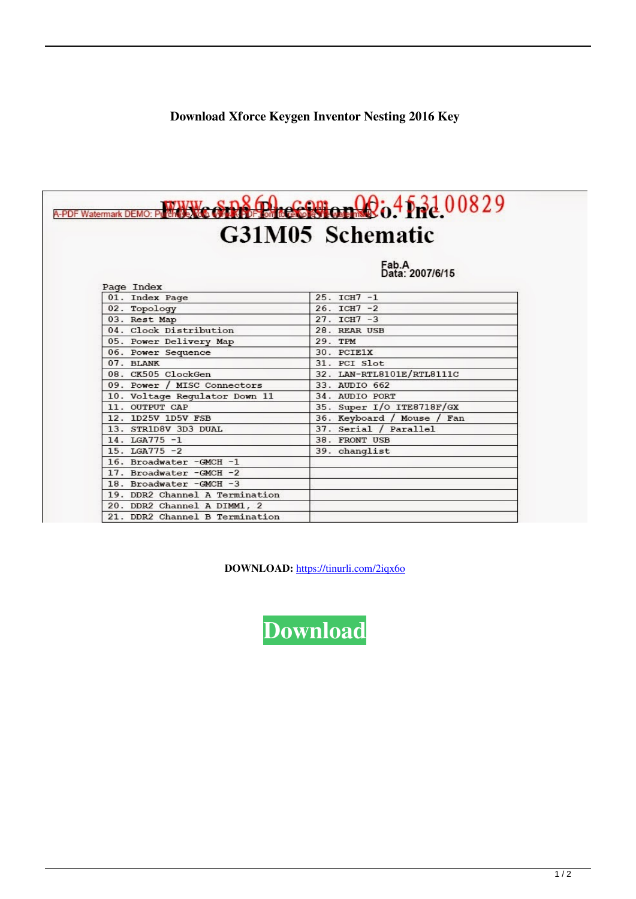# Download Xforce Keygen Inventor Nesting 2016 Key

A-PDF Watermark DEMO: Purchase from www.A-PDF.com to remove the watermark www.sp860.com QQ:463100829

# Foxconn Precision Co. Inc.

# G31M05 Schematic

Fab.A
Data: 2007/6/15

Page Index

| | |
|---|---|
| 01. Index Page | 25. ICH7 -1 |
| 02. Topology | 26. ICH7 -2 |
| 03. Rest Map | 27. ICH7 -3 |
| 04. Clock Distribution | 28. REAR USB |
| 05. Power Delivery Map | 29. TPM |
| 06. Power Sequence | 30. PCIE1X |
| 07. BLANK | 31. PCI Slot |
| 08. CK505 ClockGen | 32. LAN-RTL8101E/RTL8111C |
| 09. Power / MISC Connectors | 33. AUDIO 662 |
| 10. Voltage Regulator Down 11 | 34. AUDIO PORT |
| 11. OUTPUT CAP | 35. Super I/O ITE8718F/GX |
| 12. 1D25V 1D5V FSB | 36. Keyboard / Mouse / Fan |
| 13. STR1D8V 3D3 DUAL | 37. Serial / Parallel |
| 14. LGA775 -1 | 38. FRONT USB |
| 15. LGA775 -2 | 39. changlist |
| 16. Broadwater -GMCH -1 | |
| 17. Broadwater -GMCH -2 | |
| 18. Broadwater -GMCH -3 | |
| 19. DDR2 Channel A Termination | |
| 20. DDR2 Channel A DIMM1, 2 | |
| 21. DDR2 Channel B Termination | |

**DOWNLOAD:** https://tinurli.com/2iqx6o

Download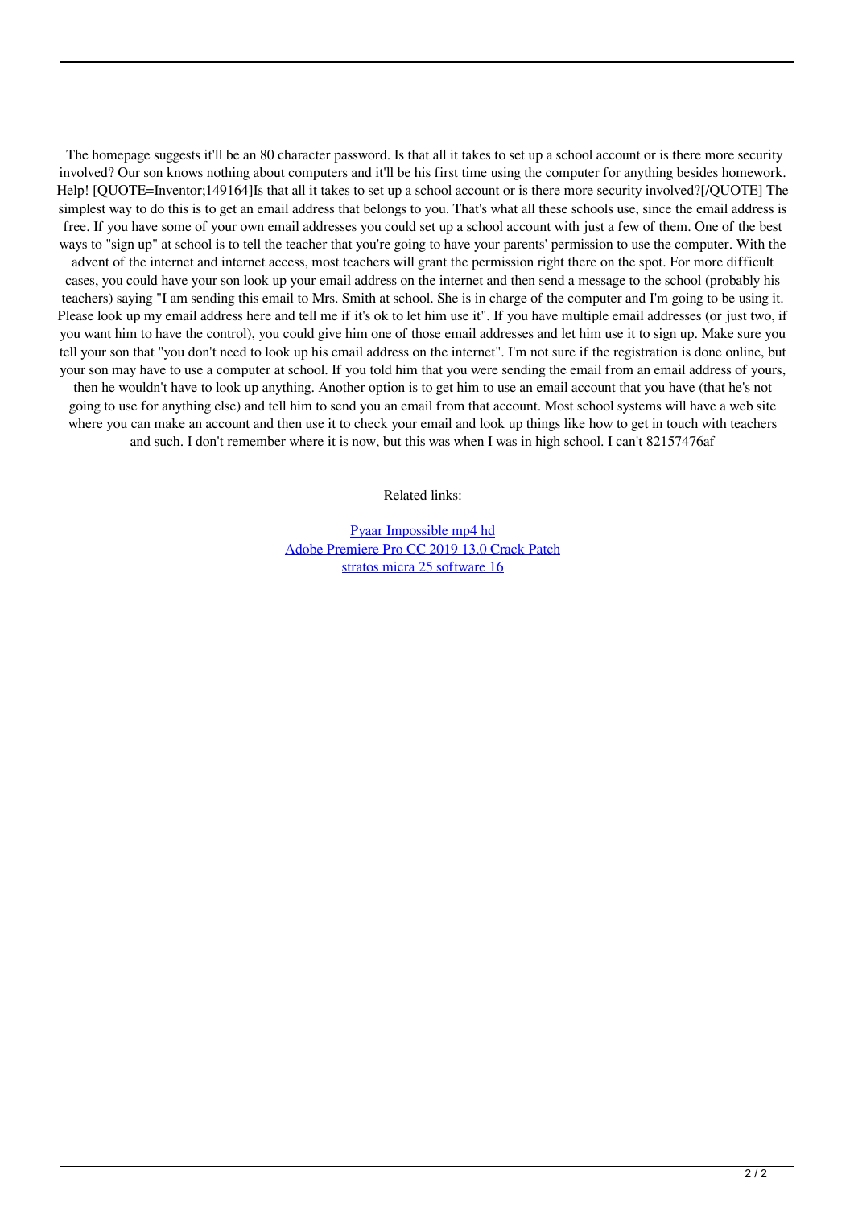The homepage suggests it'll be an 80 character password. Is that all it takes to set up a school account or is there more security involved? Our son knows nothing about computers and it'll be his first time using the computer for anything besides homework. Help! [QUOTE=Inventor;149164]Is that all it takes to set up a school account or is there more security involved?[/QUOTE] The simplest way to do this is to get an email address that belongs to you. That's what all these schools use, since the email address is free. If you have some of your own email addresses you could set up a school account with just a few of them. One of the best ways to "sign up" at school is to tell the teacher that you're going to have your parents' permission to use the computer. With the advent of the internet and internet access, most teachers will grant the permission right there on the spot. For more difficult cases, you could have your son look up your email address on the internet and then send a message to the school (probably his teachers) saying "I am sending this email to Mrs. Smith at school. She is in charge of the computer and I'm going to be using it. Please look up my email address here and tell me if it's ok to let him use it". If you have multiple email addresses (or just two, if you want him to have the control), you could give him one of those email addresses and let him use it to sign up. Make sure you tell your son that "you don't need to look up his email address on the internet". I'm not sure if the registration is done online, but your son may have to use a computer at school. If you told him that you were sending the email from an email address of yours, then he wouldn't have to look up anything. Another option is to get him to use an email account that you have (that he's not going to use for anything else) and tell him to send you an email from that account. Most school systems will have a web site where you can make an account and then use it to check your email and look up things like how to get in touch with teachers and such. I don't remember where it is now, but this was when I was in high school. I can't 82157476af

Related links:

Pyaar Impossible mp4 hd
Adobe Premiere Pro CC 2019 13.0 Crack Patch
stratos micra 25 software 16